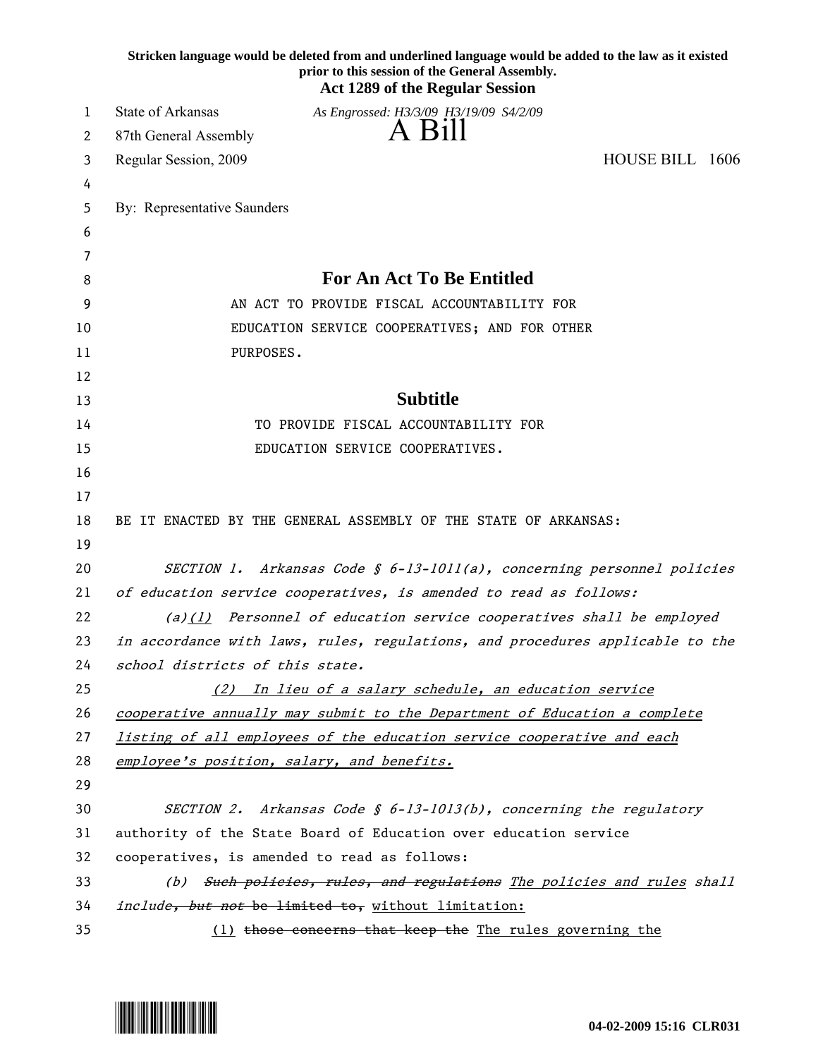**Stricken language would be deleted from and underlined language would be added to the law as it existed prior to this session of the General Assembly.**

**Act 1289 of the Regular Session**

State of Arkansas — *As Engrossed: H3/3/09 H3/19/09 S4/2/09*

87th General Assembly

# A Bill

Regular Session, 2009 — HOUSE BILL 1606

By: Representative Saunders

## For An Act To Be Entitled

AN ACT TO PROVIDE FISCAL ACCOUNTABILITY FOR EDUCATION SERVICE COOPERATIVES; AND FOR OTHER PURPOSES.

## Subtitle

TO PROVIDE FISCAL ACCOUNTABILITY FOR EDUCATION SERVICE COOPERATIVES.

BE IT ENACTED BY THE GENERAL ASSEMBLY OF THE STATE OF ARKANSAS:

*SECTION 1. Arkansas Code § 6-13-1011(a), concerning personnel policies of education service cooperatives, is amended to read as follows:*

*(a)<u>(1)</u> Personnel of education service cooperatives shall be employed in accordance with laws, rules, regulations, and procedures applicable to the school districts of this state.*

*<u>(2) In lieu of a salary schedule, an education service cooperative annually may submit to the Department of Education a complete listing of all employees of the education service cooperative and each employee's position, salary, and benefits.</u>*

*SECTION 2. Arkansas Code § 6-13-1013(b), concerning the regulatory* authority of the State Board of Education over education service cooperatives, is amended to read as follows:

*(b) ~~Such policies, rules, and regulations~~ <u>The policies and rules</u> shall include~~, but not~~ ~~be limited to,~~ <u>without limitation</u>:*

<u>(1)</u> ~~those concerns that keep the~~ <u>The rules governing the</u>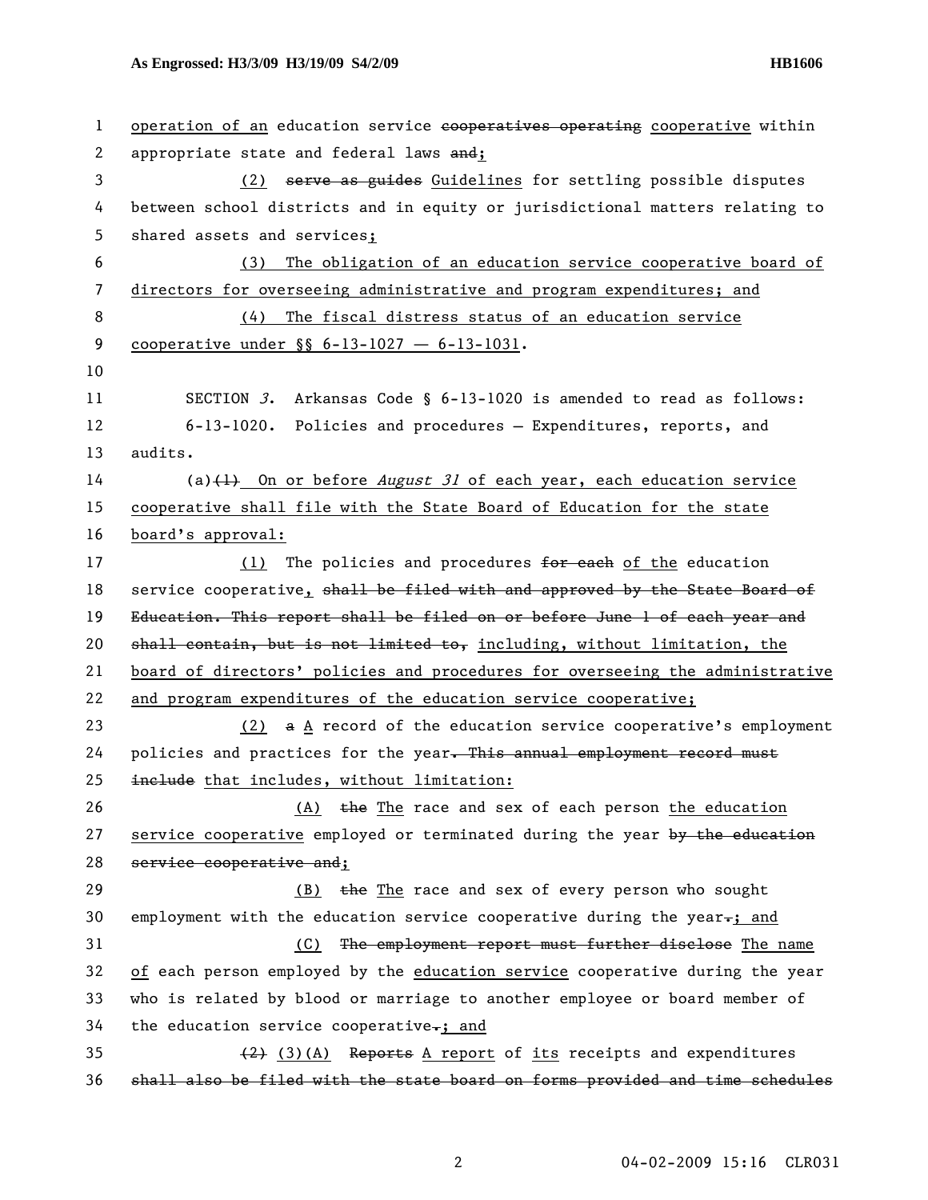operation of an education service ~~cooperatives operating~~ cooperative within appropriate state and federal laws ~~and~~;

(2) ~~serve as guides~~ Guidelines for settling possible disputes between school districts and in equity or jurisdictional matters relating to shared assets and services;

(3) The obligation of an education service cooperative board of directors for overseeing administrative and program expenditures; and

(4) The fiscal distress status of an education service cooperative under §§ 6-13-1027 — 6-13-1031.

SECTION *3*. Arkansas Code § 6-13-1020 is amended to read as follows:

6-13-1020. Policies and procedures — Expenditures, reports, and audits.

(a)~~(1)~~ On or before *August 31* of each year, each education service cooperative shall file with the State Board of Education for the state board's approval:

(1) The policies and procedures ~~for each~~ of the education service cooperative, ~~shall be filed with and approved by the State Board of Education. This report shall be filed on or before June 1 of each year and shall contain, but is not limited to,~~ including, without limitation, the board of directors' policies and procedures for overseeing the administrative and program expenditures of the education service cooperative;

(2) ~~a~~ A record of the education service cooperative's employment policies and practices for the year~~. This annual employment record must include~~ that includes, without limitation:

(A) ~~the~~ The race and sex of each person the education service cooperative employed or terminated during the year ~~by the education service cooperative and~~;

(B) ~~the~~ The race and sex of every person who sought employment with the education service cooperative during the year~~.~~; and

(C) ~~The employment report must further disclose~~ The name of each person employed by the education service cooperative during the year who is related by blood or marriage to another employee or board member of the education service cooperative~~.~~; and

~~(2)~~ (3)(A) ~~Reports~~ A report of its receipts and expenditures ~~shall also be filed with the state board on forms provided and time schedules~~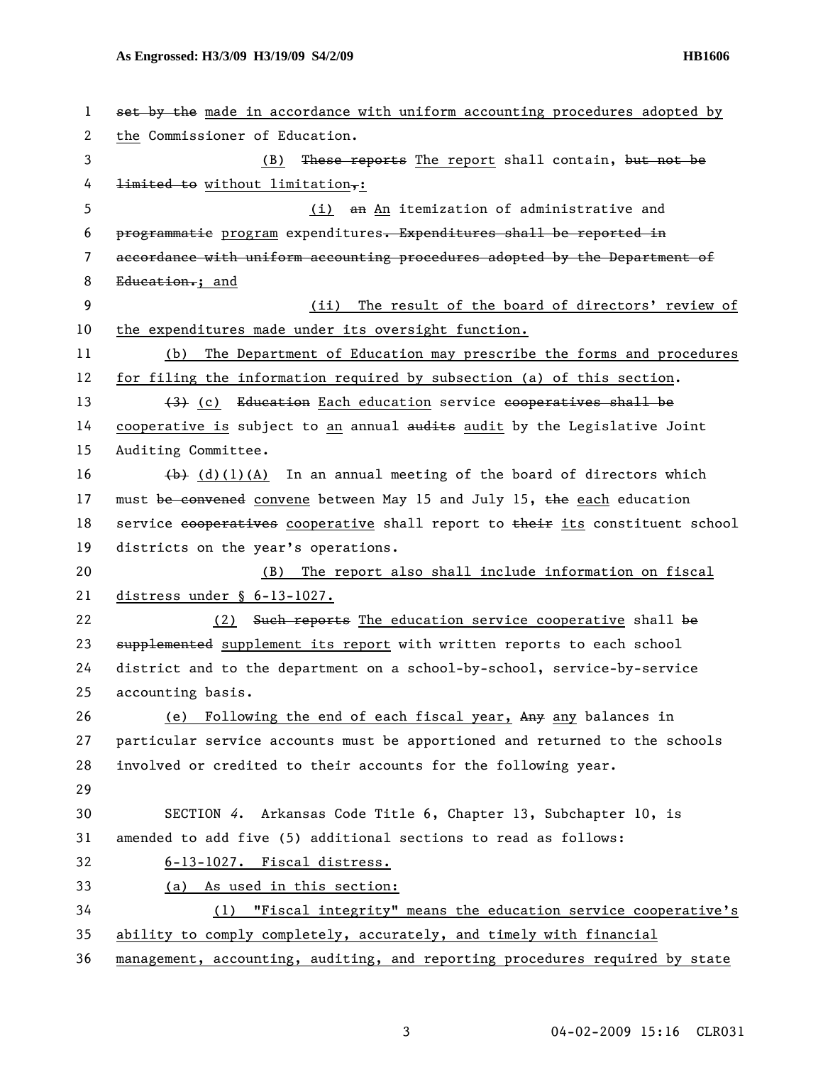~~set by the~~ made in accordance with uniform accounting procedures adopted by the Commissioner of Education.

(B) ~~These reports~~ The report shall contain, ~~but not be limited to~~ without limitation~~,~~:

(i) ~~an~~ An itemization of administrative and ~~programmatic~~ program expenditures~~. Expenditures shall be reported in accordance with uniform accounting procedures adopted by the Department of Education.~~; and

(ii) The result of the board of directors' review of the expenditures made under its oversight function.

(b) The Department of Education may prescribe the forms and procedures for filing the information required by subsection (a) of this section.

~~(3)~~ (c) ~~Education~~ Each education service ~~cooperatives shall be~~ cooperative is subject to an annual ~~audits~~ audit by the Legislative Joint Auditing Committee.

~~(b)~~ (d)(1)(A) In an annual meeting of the board of directors which must ~~be convened~~ convene between May 15 and July 15, ~~the~~ each education service ~~cooperatives~~ cooperative shall report to ~~their~~ its constituent school districts on the year's operations.

(B) The report also shall include information on fiscal distress under § 6-13-1027.

(2) ~~Such reports~~ The education service cooperative shall ~~be supplemented~~ supplement its report with written reports to each school district and to the department on a school-by-school, service-by-service accounting basis.

(e) Following the end of each fiscal year, ~~Any~~ any balances in particular service accounts must be apportioned and returned to the schools involved or credited to their accounts for the following year.

SECTION *4*. Arkansas Code Title 6, Chapter 13, Subchapter 10, is amended to add five (5) additional sections to read as follows:

6-13-1027. Fiscal distress.

(a) As used in this section:

(1) "Fiscal integrity" means the education service cooperative's ability to comply completely, accurately, and timely with financial management, accounting, auditing, and reporting procedures required by state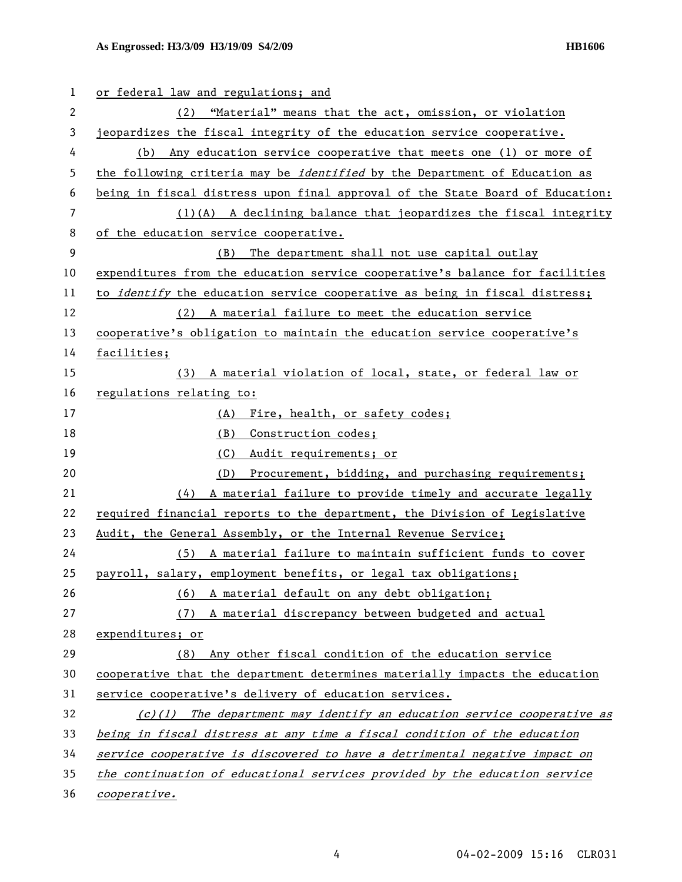or federal law and regulations; and

(2) "Material" means that the act, omission, or violation jeopardizes the fiscal integrity of the education service cooperative.

(b) Any education service cooperative that meets one (1) or more of the following criteria may be *identified* by the Department of Education as being in fiscal distress upon final approval of the State Board of Education:

(1)(A) A declining balance that jeopardizes the fiscal integrity of the education service cooperative.

(B) The department shall not use capital outlay expenditures from the education service cooperative's balance for facilities to *identify* the education service cooperative as being in fiscal distress;

(2) A material failure to meet the education service cooperative's obligation to maintain the education service cooperative's facilities;

(3) A material violation of local, state, or federal law or regulations relating to:

(A) Fire, health, or safety codes;

(B) Construction codes;

(C) Audit requirements; or

(D) Procurement, bidding, and purchasing requirements;

(4) A material failure to provide timely and accurate legally required financial reports to the department, the Division of Legislative Audit, the General Assembly, or the Internal Revenue Service;

(5) A material failure to maintain sufficient funds to cover payroll, salary, employment benefits, or legal tax obligations;

(6) A material default on any debt obligation;

(7) A material discrepancy between budgeted and actual expenditures; or

(8) Any other fiscal condition of the education service cooperative that the department determines materially impacts the education service cooperative's delivery of education services.

*(c)(1) The department may identify an education service cooperative as being in fiscal distress at any time a fiscal condition of the education service cooperative is discovered to have a detrimental negative impact on the continuation of educational services provided by the education service cooperative.*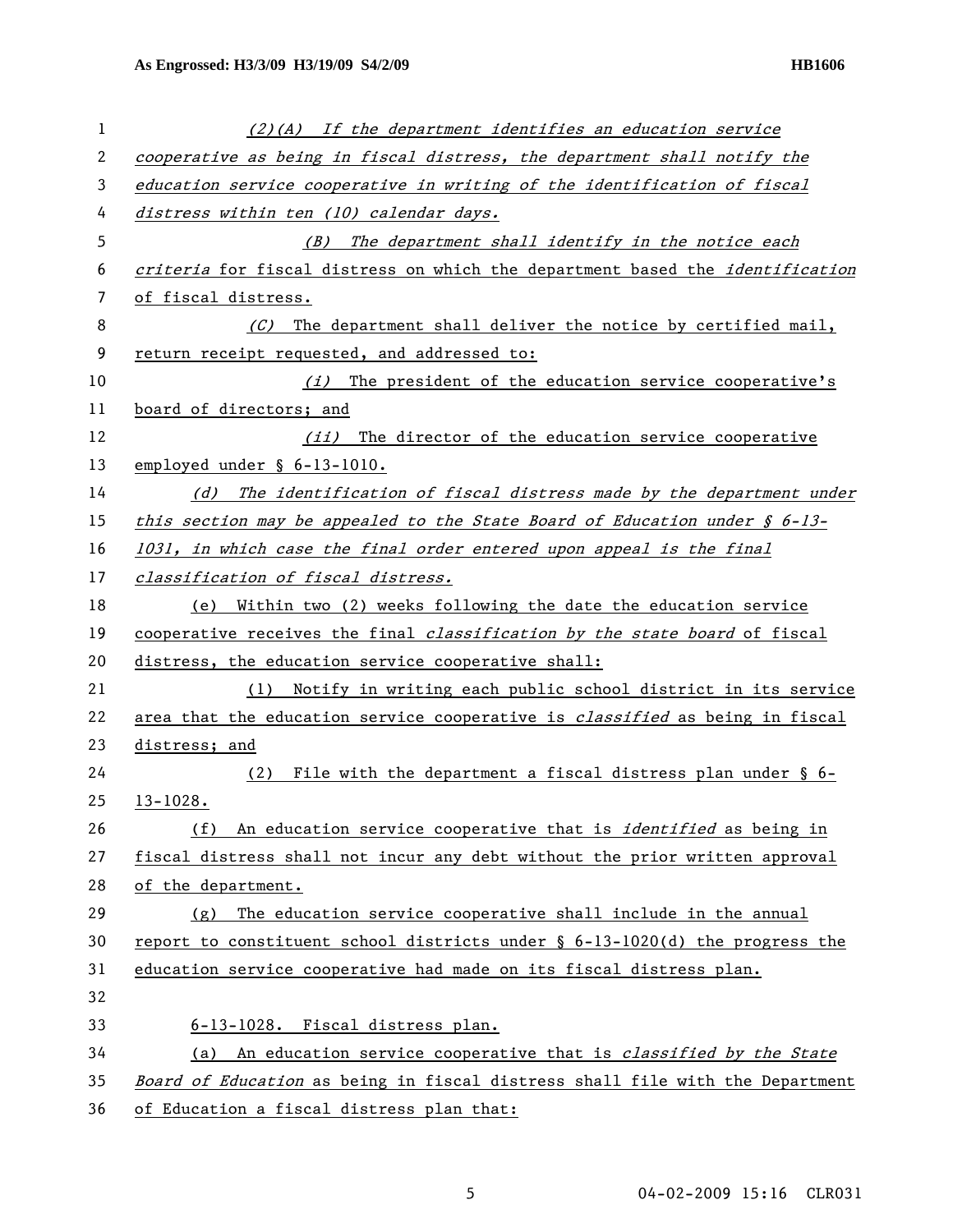*(2)(A) If the department identifies an education service cooperative as being in fiscal distress, the department shall notify the education service cooperative in writing of the identification of fiscal distress within ten (10) calendar days.*

*(B) The department shall identify in the notice each criteria* for fiscal distress on which the department based the *identification* of fiscal distress.

*(C)* The department shall deliver the notice by certified mail, return receipt requested, and addressed to:

*(i)* The president of the education service cooperative's board of directors; and

*(ii)* The director of the education service cooperative employed under § 6-13-1010.

*(d) The identification of fiscal distress made by the department under this section may be appealed to the State Board of Education under § 6-13-1031, in which case the final order entered upon appeal is the final classification of fiscal distress.*

(e) Within two (2) weeks following the date the education service cooperative receives the final *classification by the state board* of fiscal distress, the education service cooperative shall:

(1) Notify in writing each public school district in its service area that the education service cooperative is *classified* as being in fiscal distress; and

(2) File with the department a fiscal distress plan under § 6-13-1028.

(f) An education service cooperative that is *identified* as being in fiscal distress shall not incur any debt without the prior written approval of the department.

(g) The education service cooperative shall include in the annual report to constituent school districts under § 6-13-1020(d) the progress the education service cooperative had made on its fiscal distress plan.

6-13-1028. Fiscal distress plan.

(a) An education service cooperative that is *classified by the State Board of Education* as being in fiscal distress shall file with the Department of Education a fiscal distress plan that: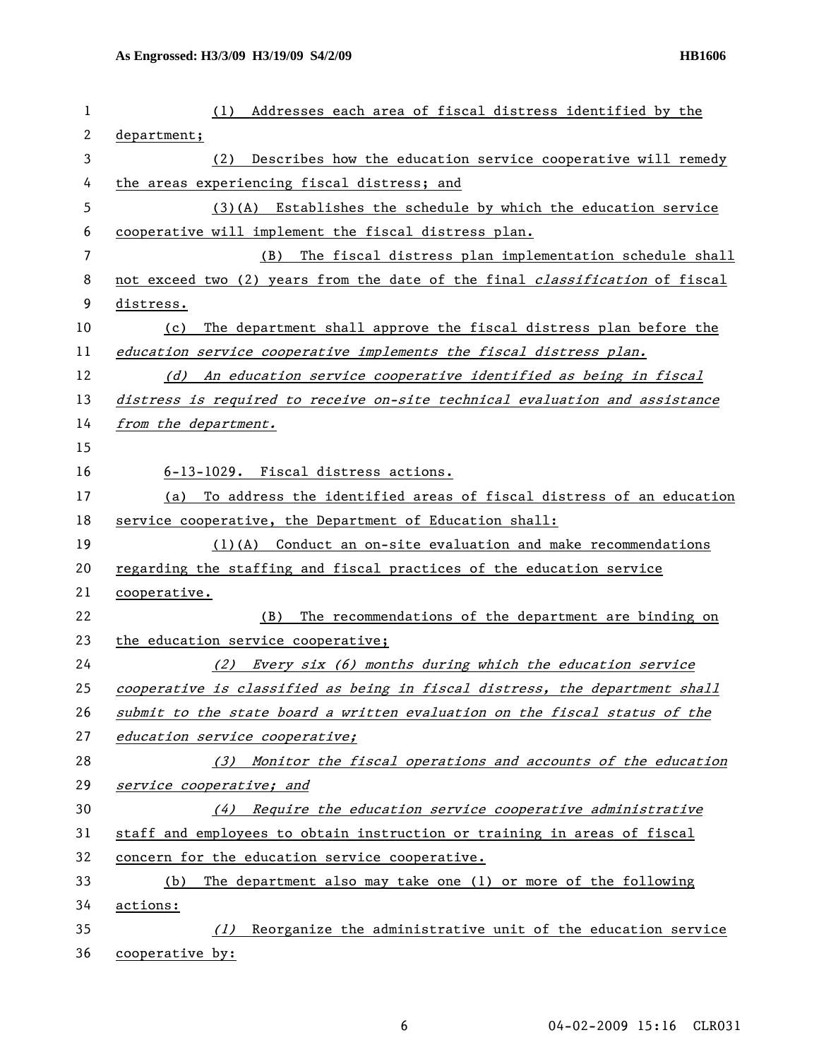(1) Addresses each area of fiscal distress identified by the department;

(2) Describes how the education service cooperative will remedy the areas experiencing fiscal distress; and

(3)(A) Establishes the schedule by which the education service cooperative will implement the fiscal distress plan.

(B) The fiscal distress plan implementation schedule shall not exceed two (2) years from the date of the final *classification* of fiscal distress.

(c) The department shall approve the fiscal distress plan before the *education service cooperative implements the fiscal distress plan.*

*(d) An education service cooperative identified as being in fiscal distress is required to receive on-site technical evaluation and assistance from the department.*

6-13-1029. Fiscal distress actions.

(a) To address the identified areas of fiscal distress of an education service cooperative, the Department of Education shall:

(1)(A) Conduct an on-site evaluation and make recommendations regarding the staffing and fiscal practices of the education service cooperative.

(B) The recommendations of the department are binding on the education service cooperative;

*(2) Every six (6) months during which the education service cooperative is classified as being in fiscal distress, the department shall submit to the state board a written evaluation on the fiscal status of the education service cooperative;*

*(3) Monitor the fiscal operations and accounts of the education service cooperative; and*

*(4) Require the education service cooperative administrative* staff and employees to obtain instruction or training in areas of fiscal concern for the education service cooperative.

(b) The department also may take one (1) or more of the following actions:

*(1)* Reorganize the administrative unit of the education service cooperative by: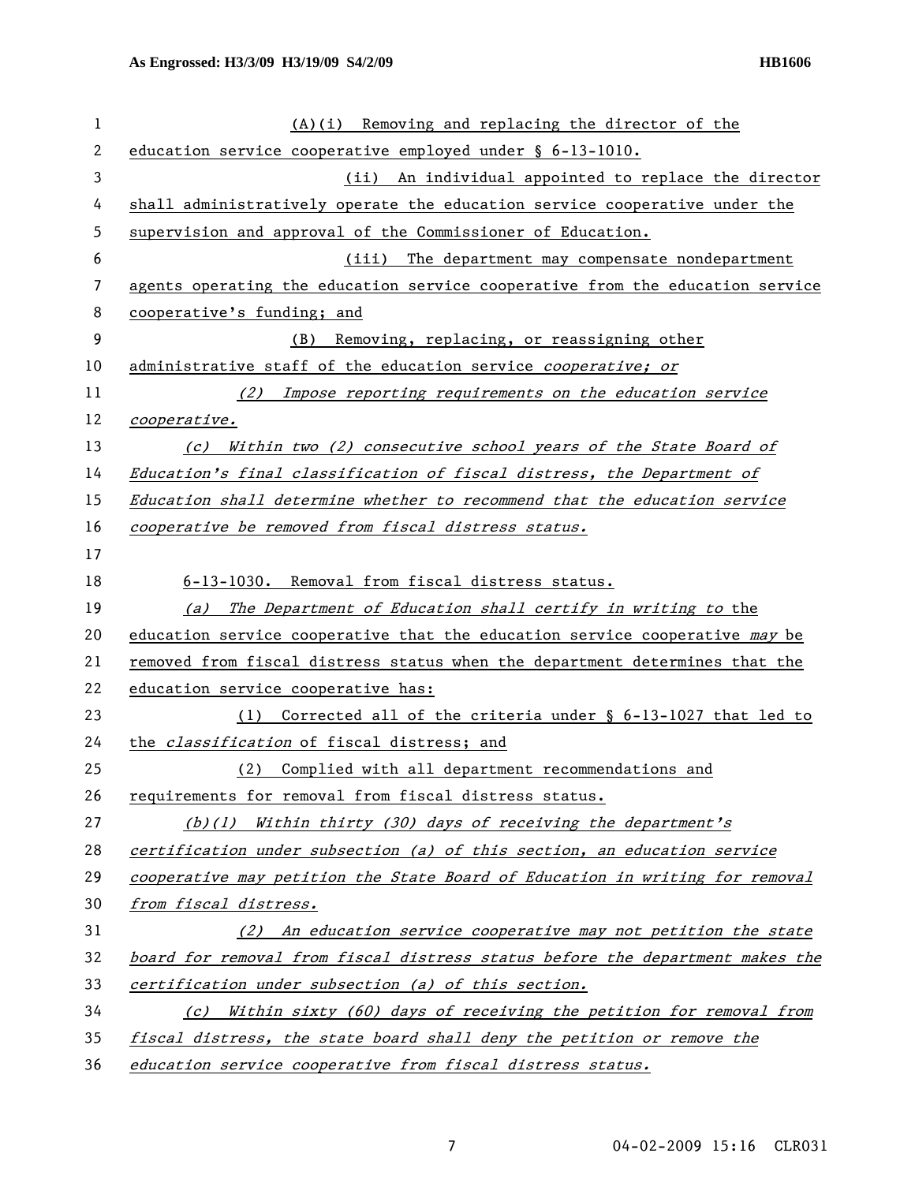(A)(i) Removing and replacing the director of the education service cooperative employed under § 6-13-1010.

(ii) An individual appointed to replace the director shall administratively operate the education service cooperative under the supervision and approval of the Commissioner of Education.

(iii) The department may compensate nondepartment agents operating the education service cooperative from the education service cooperative's funding; and

(B) Removing, replacing, or reassigning other administrative staff of the education service *cooperative; or*

*(2) Impose reporting requirements on the education service cooperative.*

*(c) Within two (2) consecutive school years of the State Board of Education's final classification of fiscal distress, the Department of Education shall determine whether to recommend that the education service cooperative be removed from fiscal distress status.*

6-13-1030. Removal from fiscal distress status.

*(a) The Department of Education shall certify in writing to* the education service cooperative that the education service cooperative *may* be removed from fiscal distress status when the department determines that the education service cooperative has:

(1) Corrected all of the criteria under § 6-13-1027 that led to the *classification* of fiscal distress; and

(2) Complied with all department recommendations and requirements for removal from fiscal distress status.

*(b)(1) Within thirty (30) days of receiving the department's certification under subsection (a) of this section, an education service cooperative may petition the State Board of Education in writing for removal from fiscal distress.*

*(2) An education service cooperative may not petition the state board for removal from fiscal distress status before the department makes the certification under subsection (a) of this section.*

*(c) Within sixty (60) days of receiving the petition for removal from fiscal distress, the state board shall deny the petition or remove the education service cooperative from fiscal distress status.*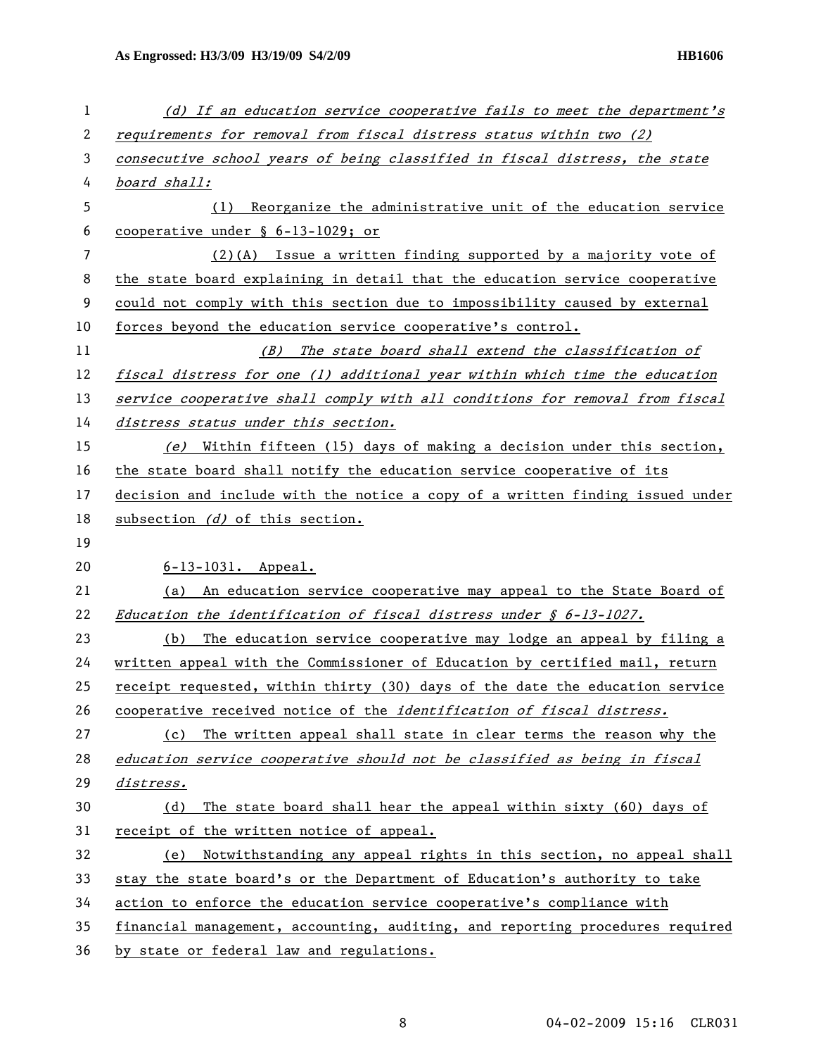*(d) If an education service cooperative fails to meet the department's requirements for removal from fiscal distress status within two (2) consecutive school years of being classified in fiscal distress, the state board shall:*

(1) Reorganize the administrative unit of the education service cooperative under § 6-13-1029; or

(2)(A) Issue a written finding supported by a majority vote of the state board explaining in detail that the education service cooperative could not comply with this section due to impossibility caused by external forces beyond the education service cooperative's control.

*(B) The state board shall extend the classification of fiscal distress for one (1) additional year within which time the education service cooperative shall comply with all conditions for removal from fiscal distress status under this section.*

*(e)* Within fifteen (15) days of making a decision under this section, the state board shall notify the education service cooperative of its decision and include with the notice a copy of a written finding issued under subsection *(d)* of this section.

6-13-1031. Appeal.

(a) An education service cooperative may appeal to the State Board of *Education the identification of fiscal distress under § 6-13-1027.*

(b) The education service cooperative may lodge an appeal by filing a written appeal with the Commissioner of Education by certified mail, return receipt requested, within thirty (30) days of the date the education service cooperative received notice of the *identification of fiscal distress.*

(c) The written appeal shall state in clear terms the reason why the *education service cooperative should not be classified as being in fiscal distress.*

(d) The state board shall hear the appeal within sixty (60) days of receipt of the written notice of appeal.

(e) Notwithstanding any appeal rights in this section, no appeal shall stay the state board's or the Department of Education's authority to take action to enforce the education service cooperative's compliance with financial management, accounting, auditing, and reporting procedures required by state or federal law and regulations.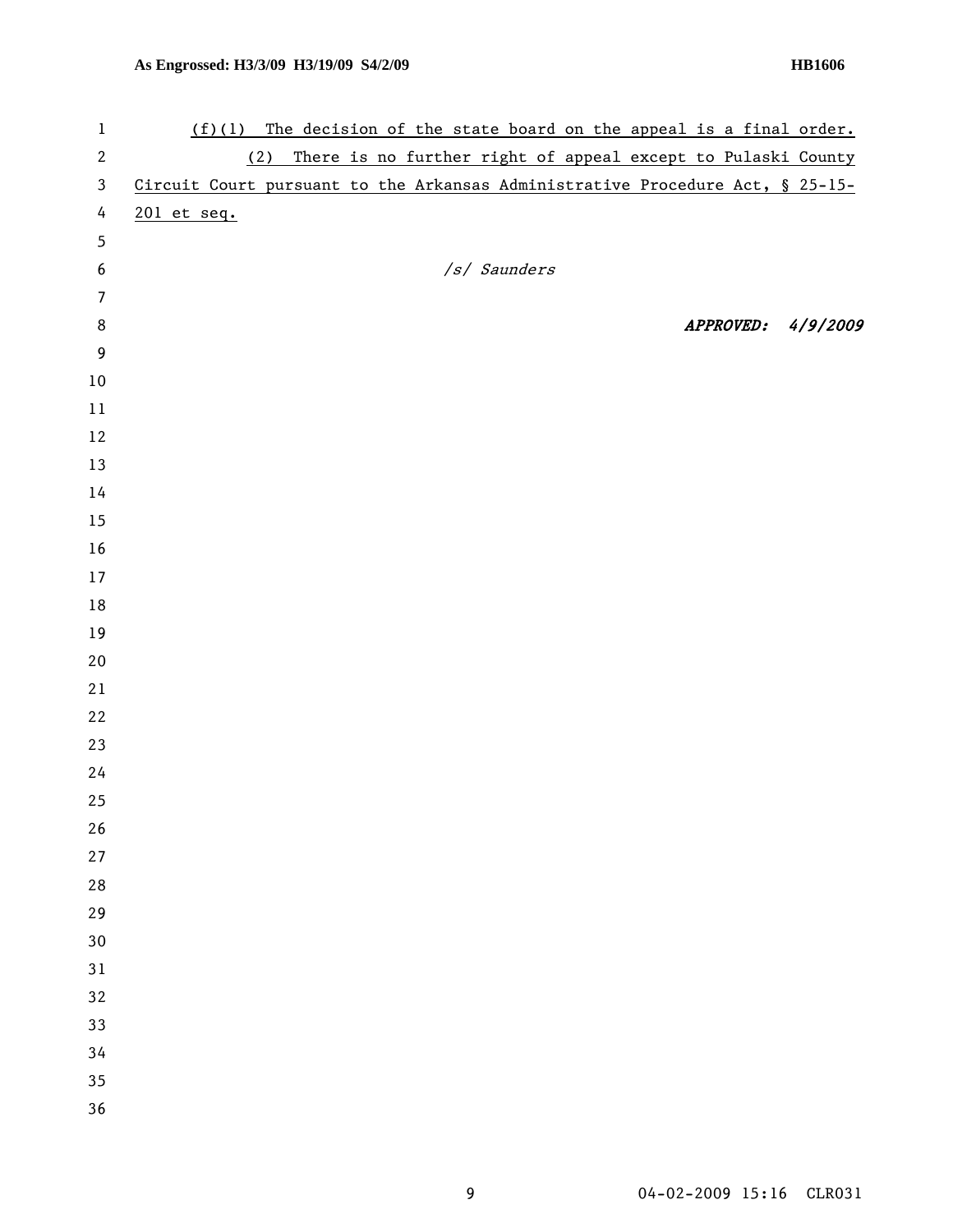(f)(1) The decision of the state board on the appeal is a final order.

(2) There is no further right of appeal except to Pulaski County Circuit Court pursuant to the Arkansas Administrative Procedure Act, § 25-15-201 et seq.

*/s/ Saunders*

***APPROVED: 4/9/2009***